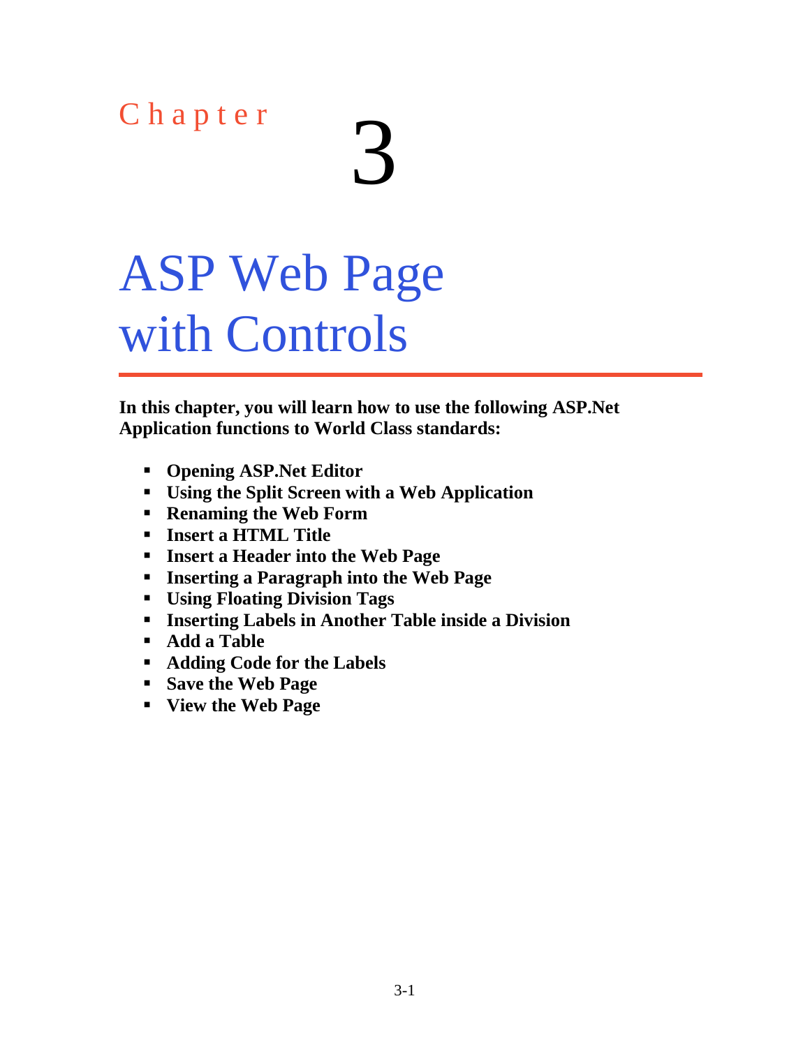# Chapter 3

# ASP Web Page with Controls

**In this chapter, you will learn how to use the following ASP.Net Application functions to World Class standards:**

- **Opening ASP.Net Editor**
- **Using the Split Screen with a Web Application**
- **Renaming the Web Form**
- **Insert a HTML Title**
- **Insert a Header into the Web Page**
- **Inserting a Paragraph into the Web Page**
- **Using Floating Division Tags**
- **Inserting Labels in Another Table inside a Division**
- **Add a Table**
- **Adding Code for the Labels**
- **Save the Web Page**
- **View the Web Page**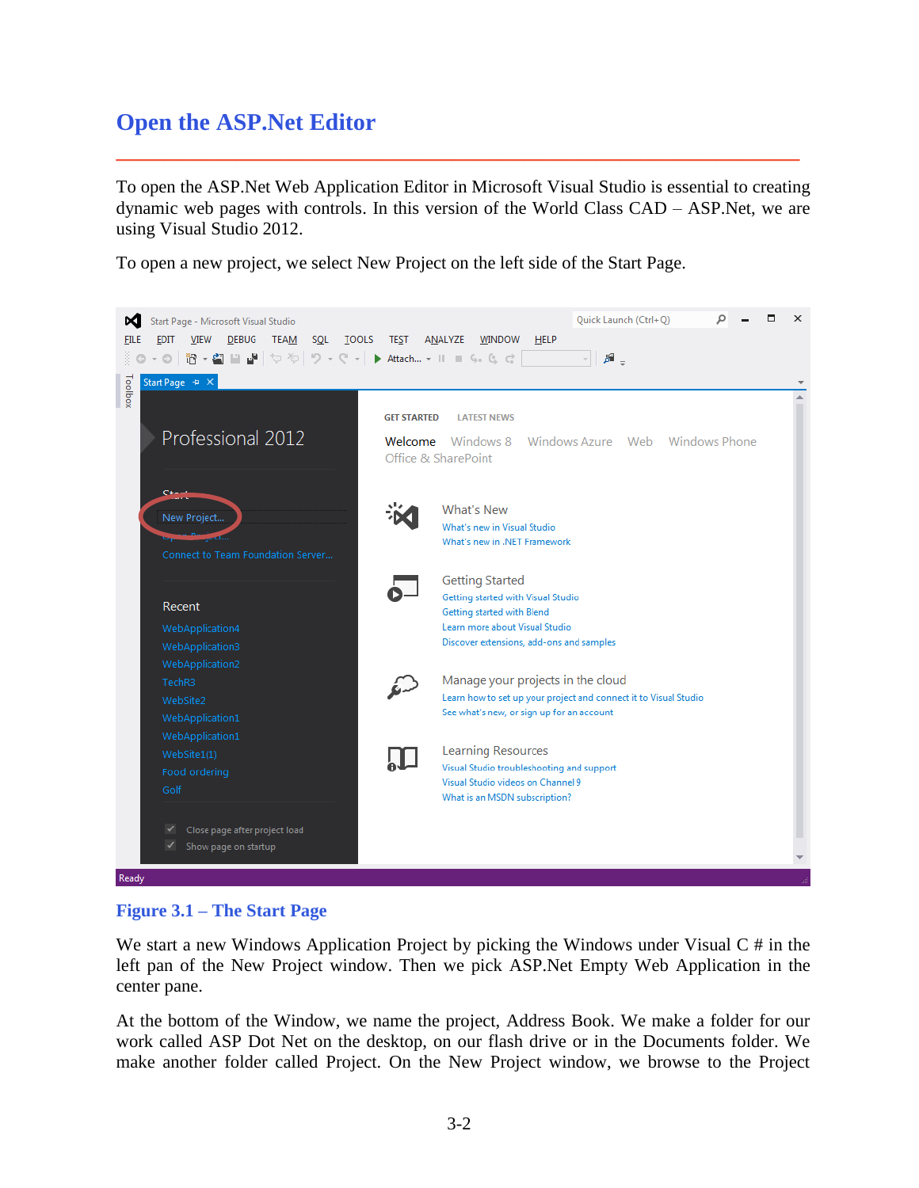# Open the ASP.Net Editor

To open the ASP.Net Web Application Editor in Microsoft Visual Studio is essential to creating dynamic web pages with controls. In this version of the World Class CAD – ASP.Net, we are using Visual Studio 2012.

To open a new project, we select New Project on the left side of the Start Page.

**Figure 3.1 – The Start Page**

We start a new Windows Application Project by picking the Windows under Visual C # in the left pan of the New Project window. Then we pick ASP.Net Empty Web Application in the center pane.

At the bottom of the Window, we name the project, Address Book. We make a folder for our work called ASP Dot Net on the desktop, on our flash drive or in the Documents folder. We make another folder called Project. On the New Project window, we browse to the Project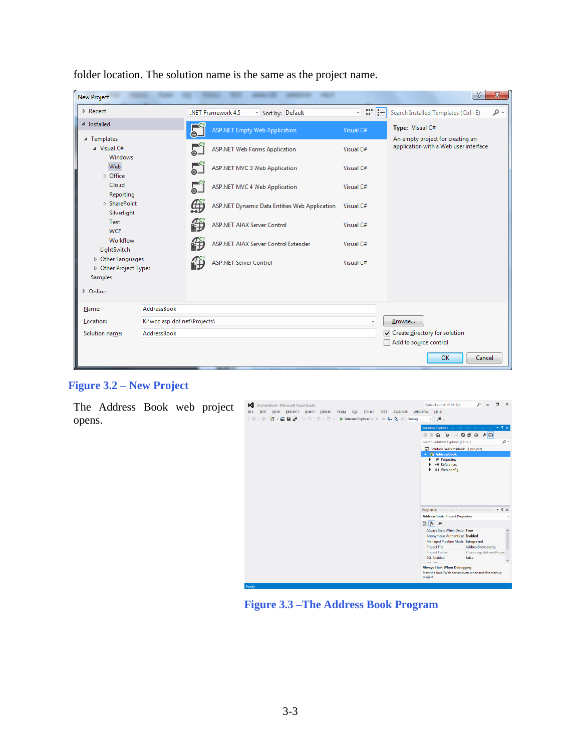folder location. The solution name is the same as the project name.

Figure 3.2 – New Project

The Address Book web project opens.

Figure 3.3 –The Address Book Program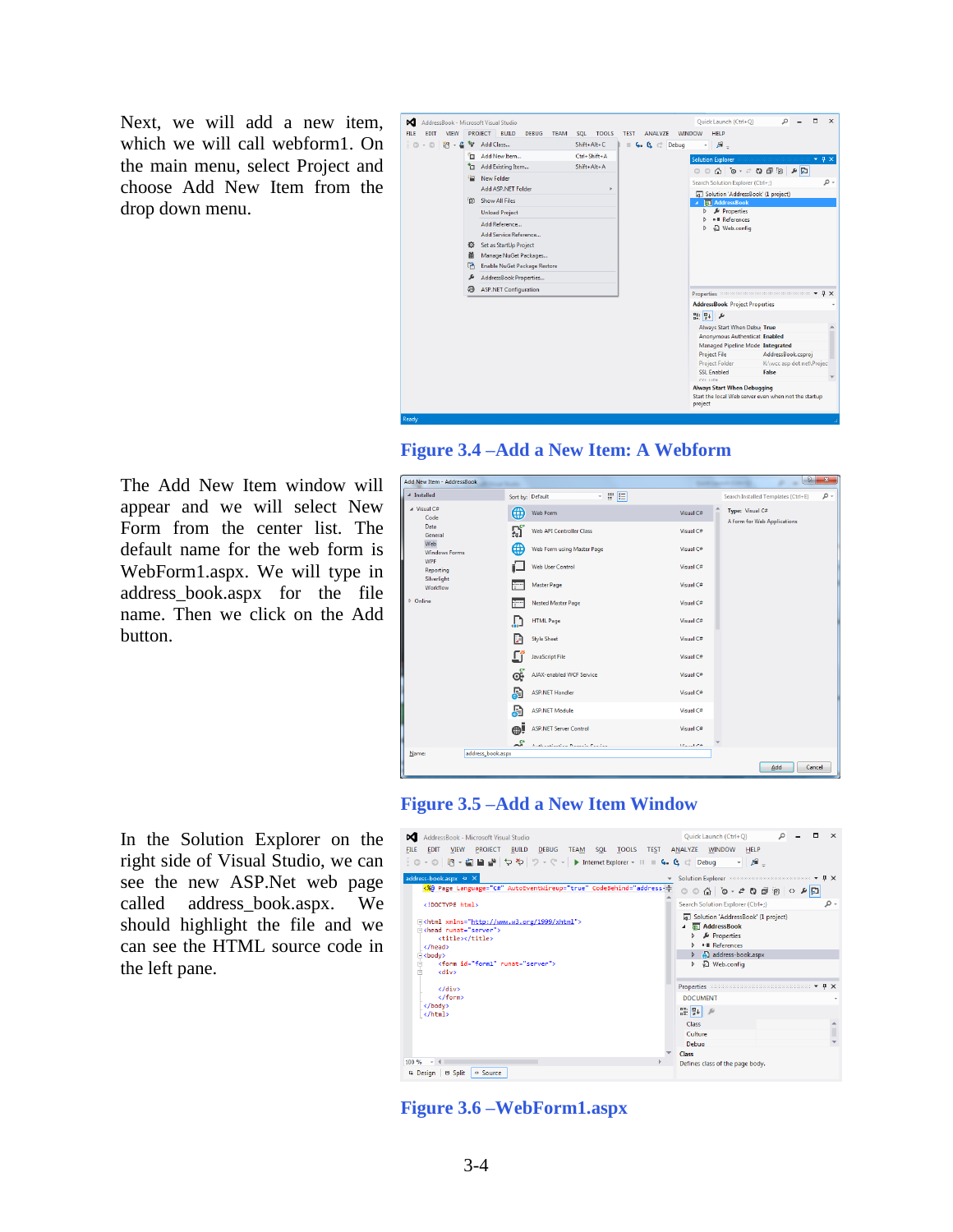Next, we will add a new item, which we will call webform1. On the main menu, select Project and choose Add New Item from the drop down menu.

**Figure 3.4 –Add a New Item: A Webform**

The Add New Item window will appear and we will select New Form from the center list. The default name for the web form is WebForm1.aspx. We will type in address_book.aspx for the file name. Then we click on the Add button.

**Figure 3.5 –Add a New Item Window**

In the Solution Explorer on the right side of Visual Studio, we can see the new ASP.Net web page called address_book.aspx. We should highlight the file and we can see the HTML source code in the left pane.

**Figure 3.6 –WebForm1.aspx**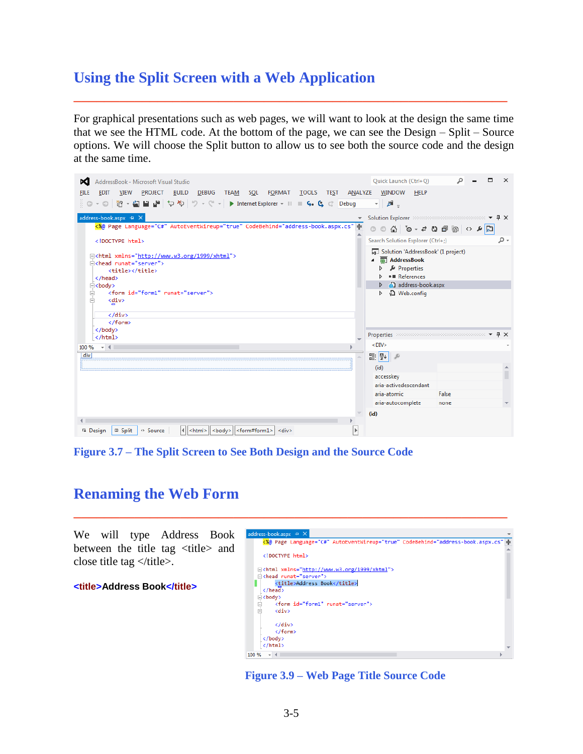# Using the Split Screen with a Web Application

For graphical presentations such as web pages, we will want to look at the design the same time that we see the HTML code. At the bottom of the page, we can see the Design – Split – Source options. We will choose the Split button to allow us to see both the source code and the design at the same time.

**Figure 3.7 – The Split Screen to See Both Design and the Source Code**

# Renaming the Web Form

We will type Address Book between the title tag <title> and close title tag </title>.

**<title>Address Book</title>**

**Figure 3.9 – Web Page Title Source Code**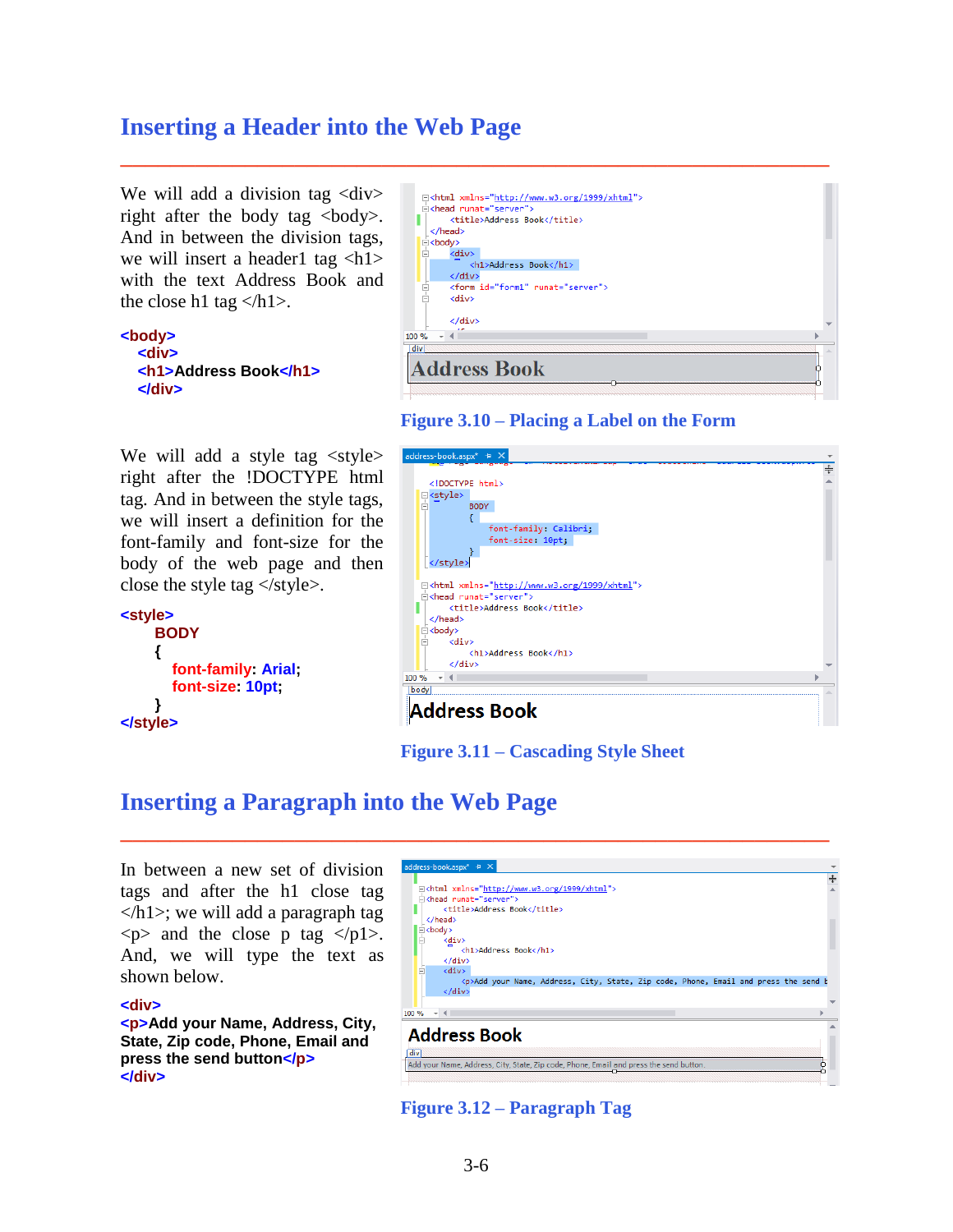# Inserting a Header into the Web Page

We will add a division tag <div> right after the body tag <body>. And in between the division tags, we will insert a header1 tag <h1> with the text Address Book and the close h1 tag </h1>.

```
<body>
  <div>
  <h1>Address Book</h1>
  </div>
```

Figure 3.10 – Placing a Label on the Form

We will add a style tag <style> right after the !DOCTYPE html tag. And in between the style tags, we will insert a definition for the font-family and font-size for the body of the web page and then close the style tag </style>.

```
<style>
    BODY
    {
      font-family: Arial;
      font-size: 10pt;
    }
</style>
```

Figure 3.11 – Cascading Style Sheet

# Inserting a Paragraph into the Web Page

In between a new set of division tags and after the h1 close tag </h1>; we will add a paragraph tag <p> and the close p tag </p1>. And, we will type the text as shown below.

```
<div>
<p>Add your Name, Address, City, State, Zip code, Phone, Email and press the send button</p>
</div>
```

Figure 3.12 – Paragraph Tag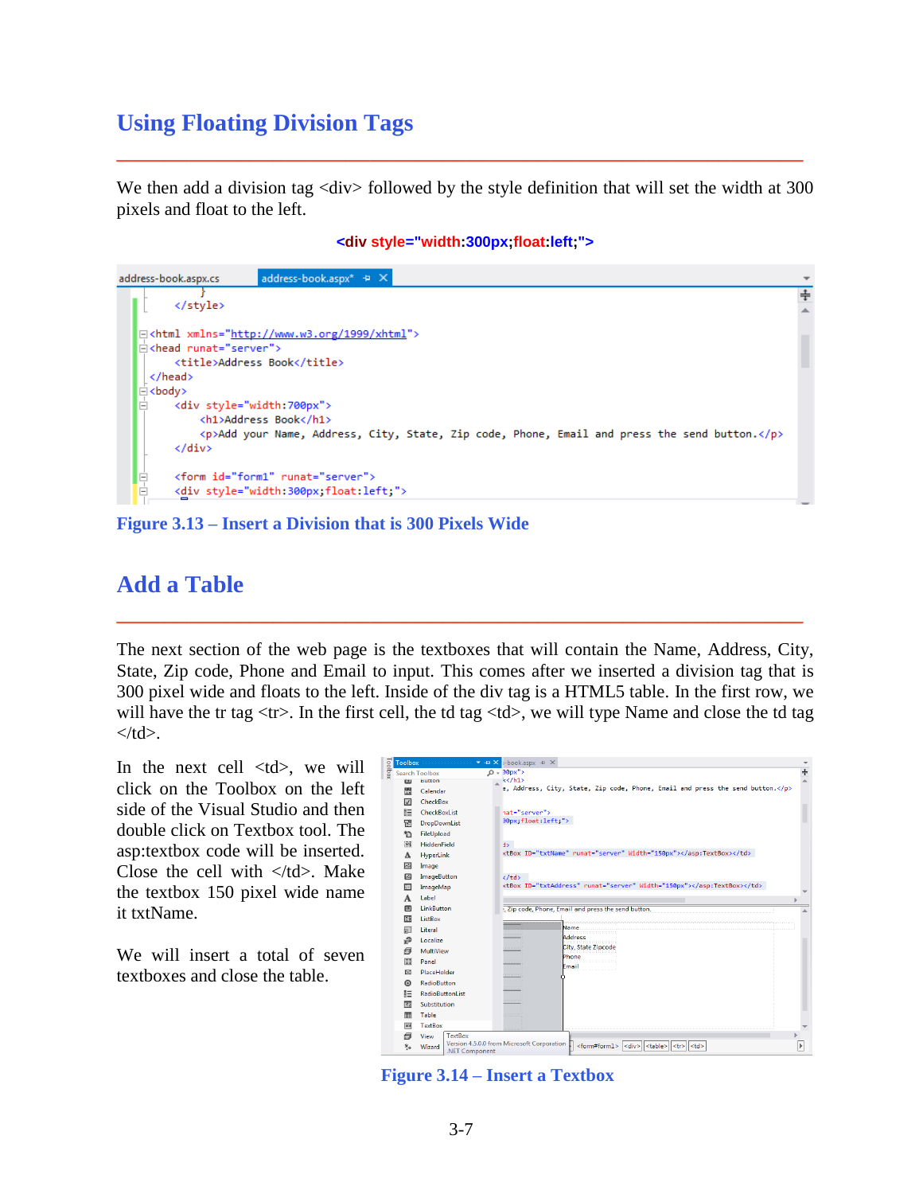## Using Floating Division Tags

We then add a division tag <div> followed by the style definition that will set the width at 300 pixels and float to the left.

```
<div style="width:300px;float:left;">
```

Figure 3.13 – Insert a Division that is 300 Pixels Wide

## Add a Table

The next section of the web page is the textboxes that will contain the Name, Address, City, State, Zip code, Phone and Email to input. This comes after we inserted a division tag that is 300 pixel wide and floats to the left. Inside of the div tag is a HTML5 table. In the first row, we will have the tr tag <tr>. In the first cell, the td tag <td>, we will type Name and close the td tag </td>.

In the next cell <td>, we will click on the Toolbox on the left side of the Visual Studio and then double click on Textbox tool. The asp:textbox code will be inserted. Close the cell with </td>. Make the textbox 150 pixel wide name it txtName.

We will insert a total of seven textboxes and close the table.

Figure 3.14 – Insert a Textbox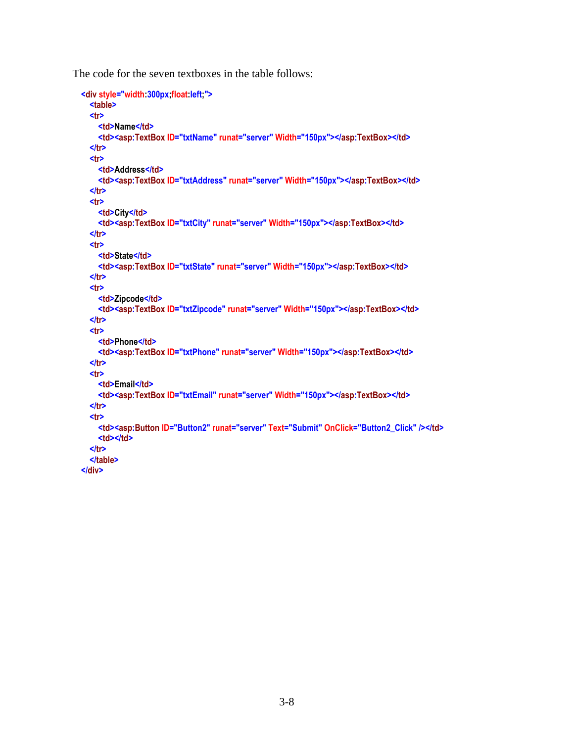The code for the seven textboxes in the table follows:

```
<div style="width:300px;float:left;">
   <table>
   <tr>
      <td>Name</td>
      <td><asp:TextBox ID="txtName" runat="server" Width="150px"></asp:TextBox></td>
   </tr>
   <tr>
      <td>Address</td>
      <td><asp:TextBox ID="txtAddress" runat="server" Width="150px"></asp:TextBox></td>
   </tr>
   <tr>
      <td>City</td>
      <td><asp:TextBox ID="txtCity" runat="server" Width="150px"></asp:TextBox></td>
   </tr>
   <tr>
      <td>State</td>
      <td><asp:TextBox ID="txtState" runat="server" Width="150px"></asp:TextBox></td>
   </tr>
   <tr>
      <td>Zipcode</td>
      <td><asp:TextBox ID="txtZipcode" runat="server" Width="150px"></asp:TextBox></td>
   </tr>
   <tr>
      <td>Phone</td>
      <td><asp:TextBox ID="txtPhone" runat="server" Width="150px"></asp:TextBox></td>
   </tr>
   <tr>
      <td>Email</td>
      <td><asp:TextBox ID="txtEmail" runat="server" Width="150px"></asp:TextBox></td>
   </tr>
   <tr>
      <td><asp:Button ID="Button2" runat="server" Text="Submit" OnClick="Button2_Click" /></td>
      <td></td>
   </tr>
   </table>
</div>
```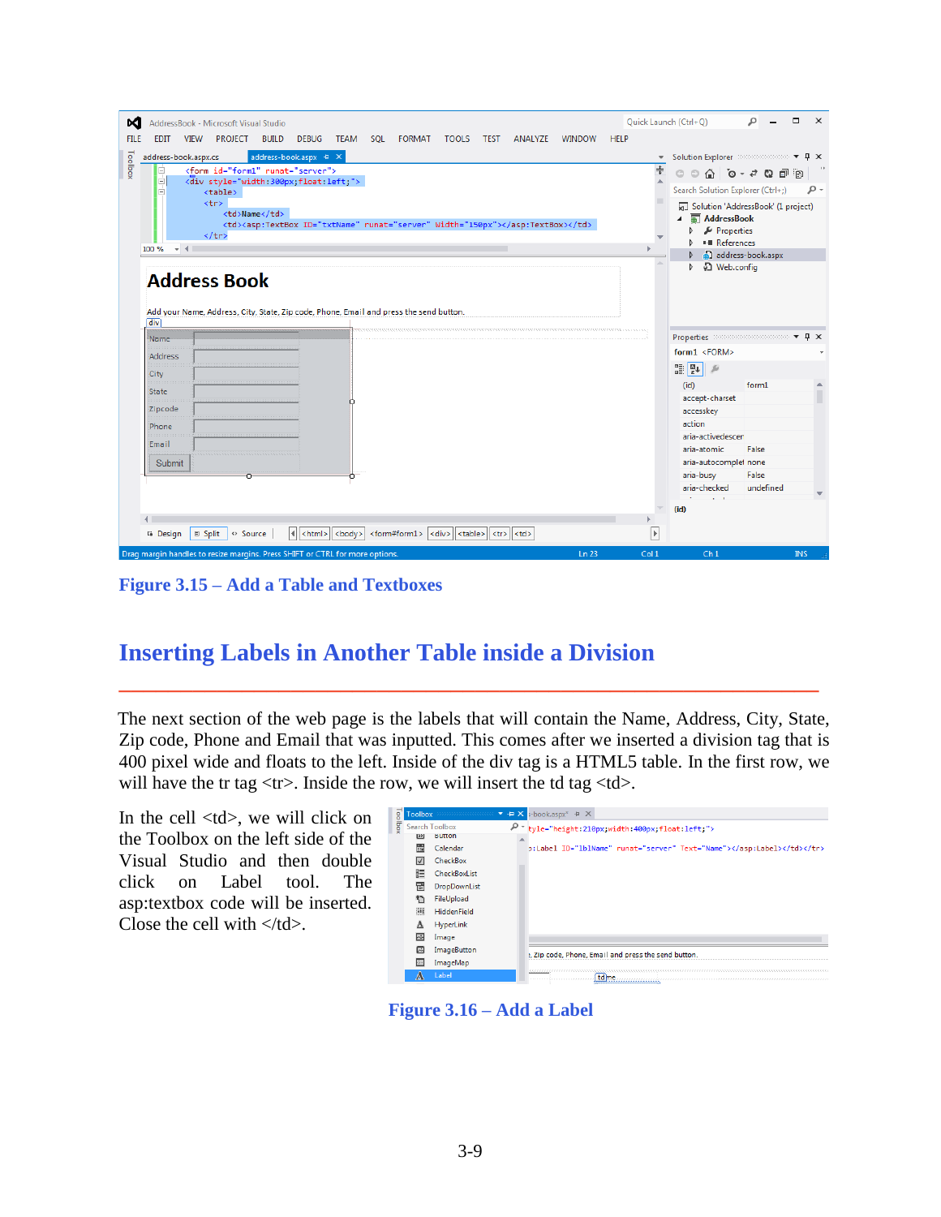Figure 3.15 – Add a Table and Textboxes

## Inserting Labels in Another Table inside a Division

The next section of the web page is the labels that will contain the Name, Address, City, State, Zip code, Phone and Email that was inputted. This comes after we inserted a division tag that is 400 pixel wide and floats to the left. Inside of the div tag is a HTML5 table. In the first row, we will have the tr tag <tr>. Inside the row, we will insert the td tag <td>.

In the cell <td>, we will click on the Toolbox on the left side of the Visual Studio and then double click on Label tool. The asp:textbox code will be inserted. Close the cell with </td>.

Figure 3.16 – Add a Label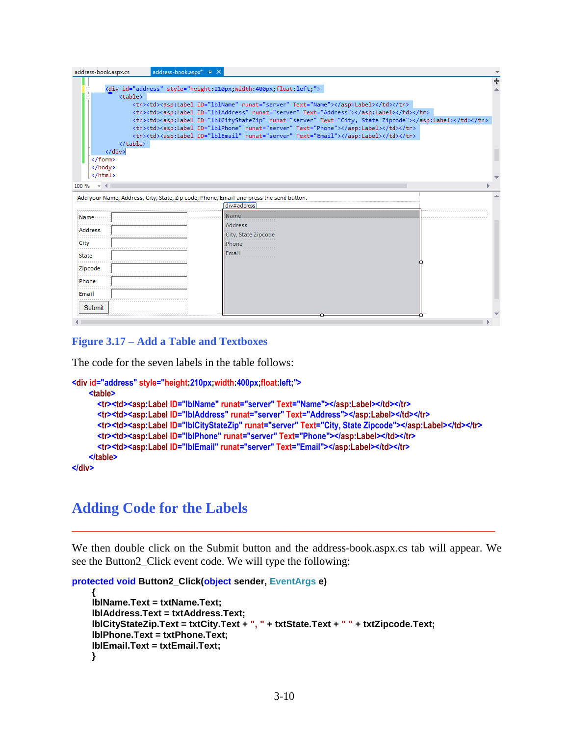Figure 3.17 – Add a Table and Textboxes

The code for the seven labels in the table follows:

```
<div id="address" style="height:210px;width:400px;float:left;">
    <table>
        <tr><td><asp:Label ID="lblName" runat="server" Text="Name"></asp:Label></td></tr>
        <tr><td><asp:Label ID="lblAddress" runat="server" Text="Address"></asp:Label></td></tr>
        <tr><td><asp:Label ID="lblCityStateZip" runat="server" Text="City, State Zipcode"></asp:Label></td></tr>
        <tr><td><asp:Label ID="lblPhone" runat="server" Text="Phone"></asp:Label></td></tr>
        <tr><td><asp:Label ID="lblEmail" runat="server" Text="Email"></asp:Label></td></tr>
    </table>
</div>
```

## Adding Code for the Labels

We then double click on the Submit button and the address-book.aspx.cs tab will appear. We see the Button2_Click event code. We will type the following:

```
protected void Button2_Click(object sender, EventArgs e)
    {
    lblName.Text = txtName.Text;
    lblAddress.Text = txtAddress.Text;
    lblCityStateZip.Text = txtCity.Text + ", " + txtState.Text + " " + txtZipcode.Text;
    lblPhone.Text = txtPhone.Text;
    lblEmail.Text = txtEmail.Text;
    }
```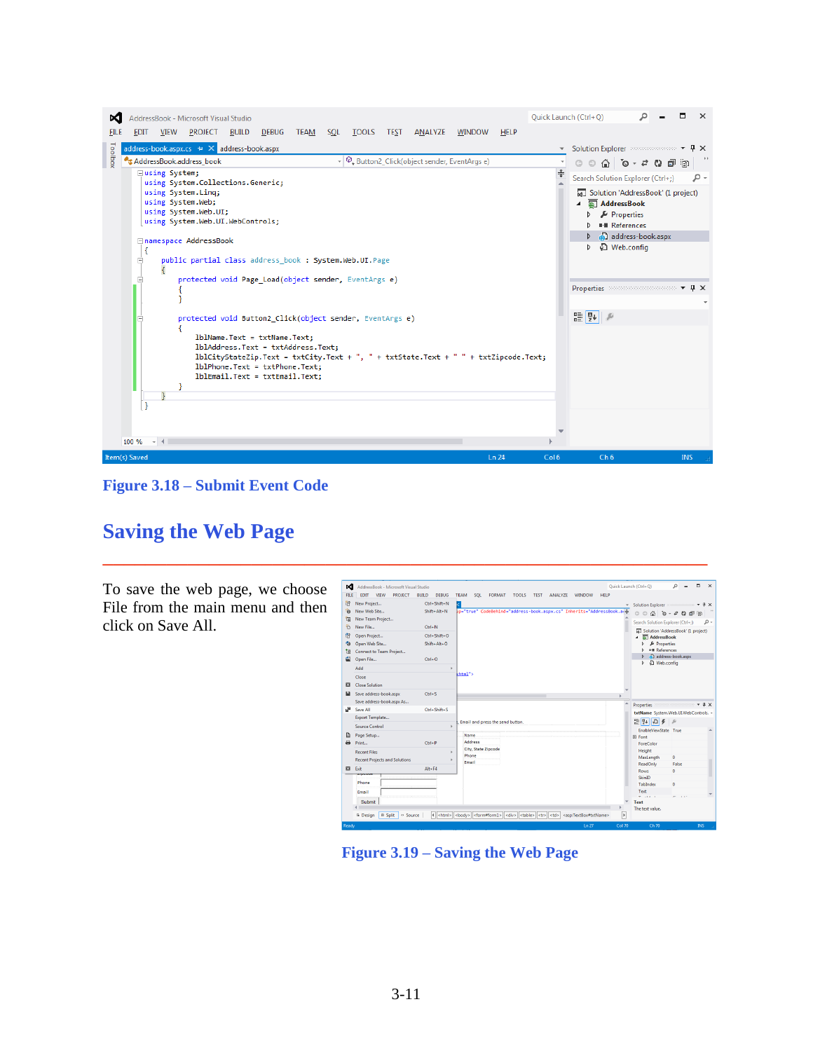**Figure 3.18 – Submit Event Code**

## Saving the Web Page

To save the web page, we choose File from the main menu and then click on Save All.

**Figure 3.19 – Saving the Web Page**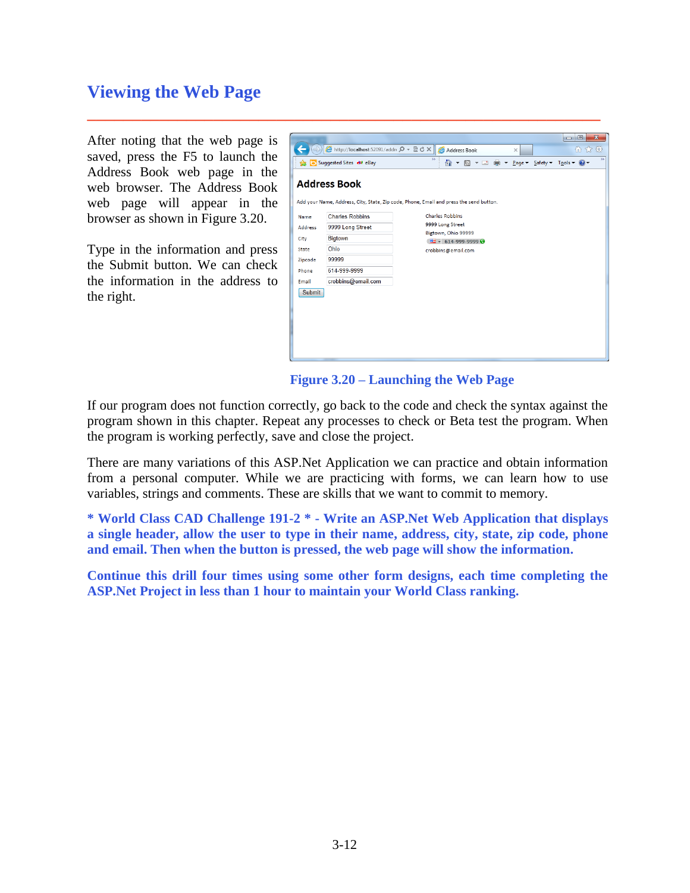## Viewing the Web Page

After noting that the web page is saved, press the F5 to launch the Address Book web page in the web browser. The Address Book web page will appear in the browser as shown in Figure 3.20.

Type in the information and press the Submit button. We can check the information in the address to the right.

**Figure 3.20 – Launching the Web Page**

If our program does not function correctly, go back to the code and check the syntax against the program shown in this chapter. Repeat any processes to check or Beta test the program. When the program is working perfectly, save and close the project.

There are many variations of this ASP.Net Application we can practice and obtain information from a personal computer. While we are practicing with forms, we can learn how to use variables, strings and comments. These are skills that we want to commit to memory.

**\* World Class CAD Challenge 191-2 \* - Write an ASP.Net Web Application that displays a single header, allow the user to type in their name, address, city, state, zip code, phone and email. Then when the button is pressed, the web page will show the information.**

**Continue this drill four times using some other form designs, each time completing the ASP.Net Project in less than 1 hour to maintain your World Class ranking.**